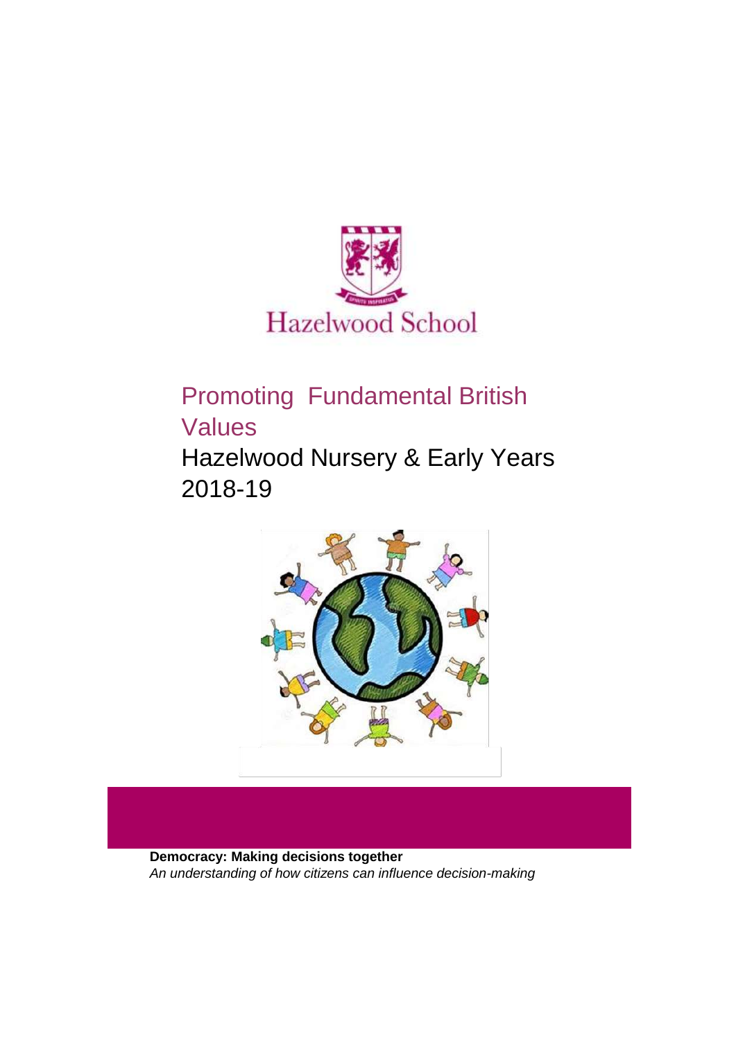Hazelwood School

# Promoting Fundamental British Values

## Hazelwood Nursery & Early Years 2018-19

**Democracy: Making decisions together**

*An understanding of how citizens can influence decision-making*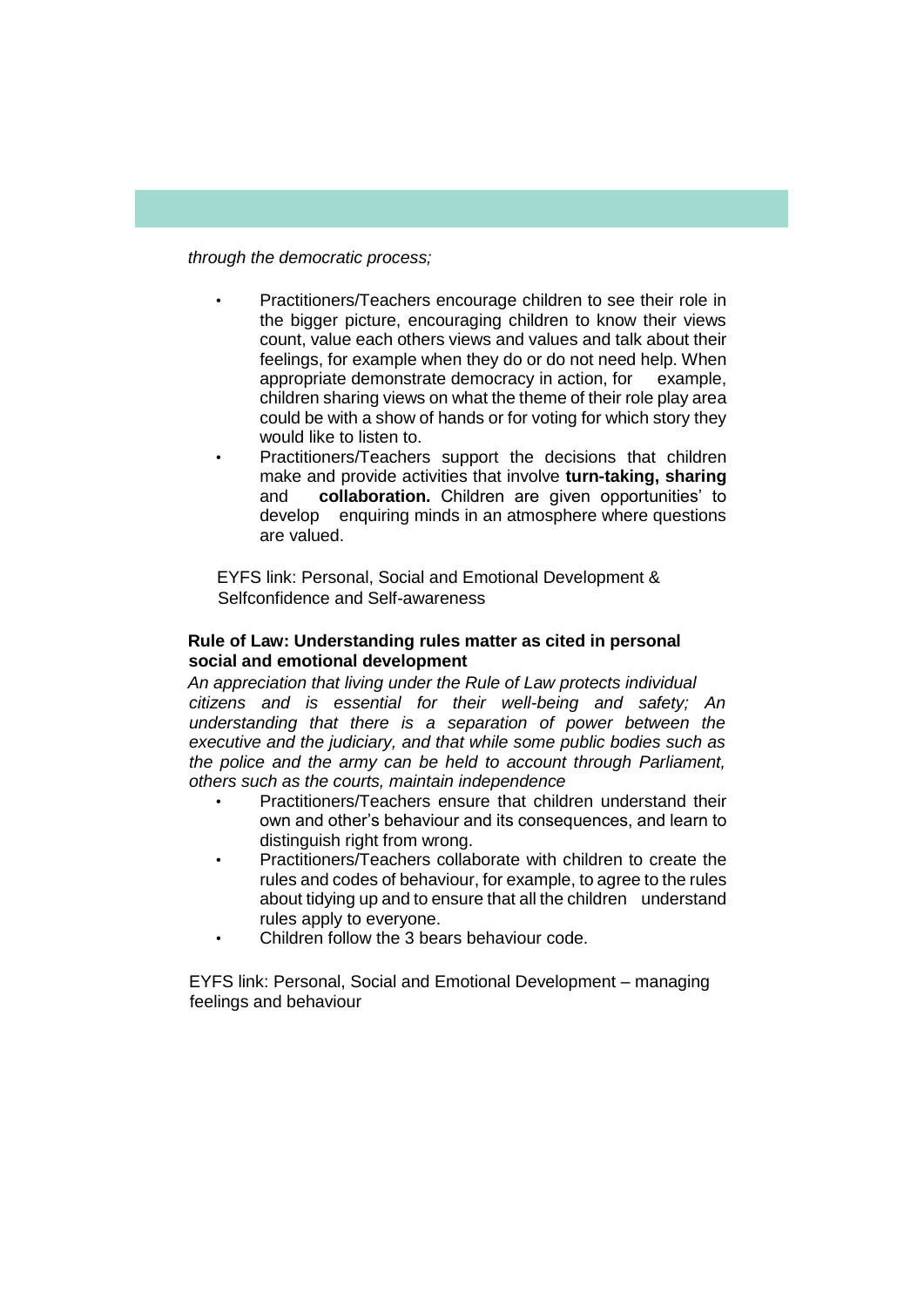*through the democratic process;*

- Practitioners/Teachers encourage children to see their role in the bigger picture, encouraging children to know their views count, value each others views and values and talk about their feelings, for example when they do or do not need help. When appropriate demonstrate democracy in action, for example, children sharing views on what the theme of their role play area could be with a show of hands or for voting for which story they would like to listen to.
- Practitioners/Teachers support the decisions that children make and provide activities that involve **turn-taking, sharing** and **collaboration.** Children are given opportunities' to develop enquiring minds in an atmosphere where questions are valued.

EYFS link: Personal, Social and Emotional Development & Selfconfidence and Self-awareness

**Rule of Law: Understanding rules matter as cited in personal social and emotional development**

*An appreciation that living under the Rule of Law protects individual citizens and is essential for their well-being and safety; An understanding that there is a separation of power between the executive and the judiciary, and that while some public bodies such as the police and the army can be held to account through Parliament, others such as the courts, maintain independence*

- Practitioners/Teachers ensure that children understand their own and other's behaviour and its consequences, and learn to distinguish right from wrong.
- Practitioners/Teachers collaborate with children to create the rules and codes of behaviour, for example, to agree to the rules about tidying up and to ensure that all the children understand rules apply to everyone.
- Children follow the 3 bears behaviour code.

EYFS link: Personal, Social and Emotional Development – managing feelings and behaviour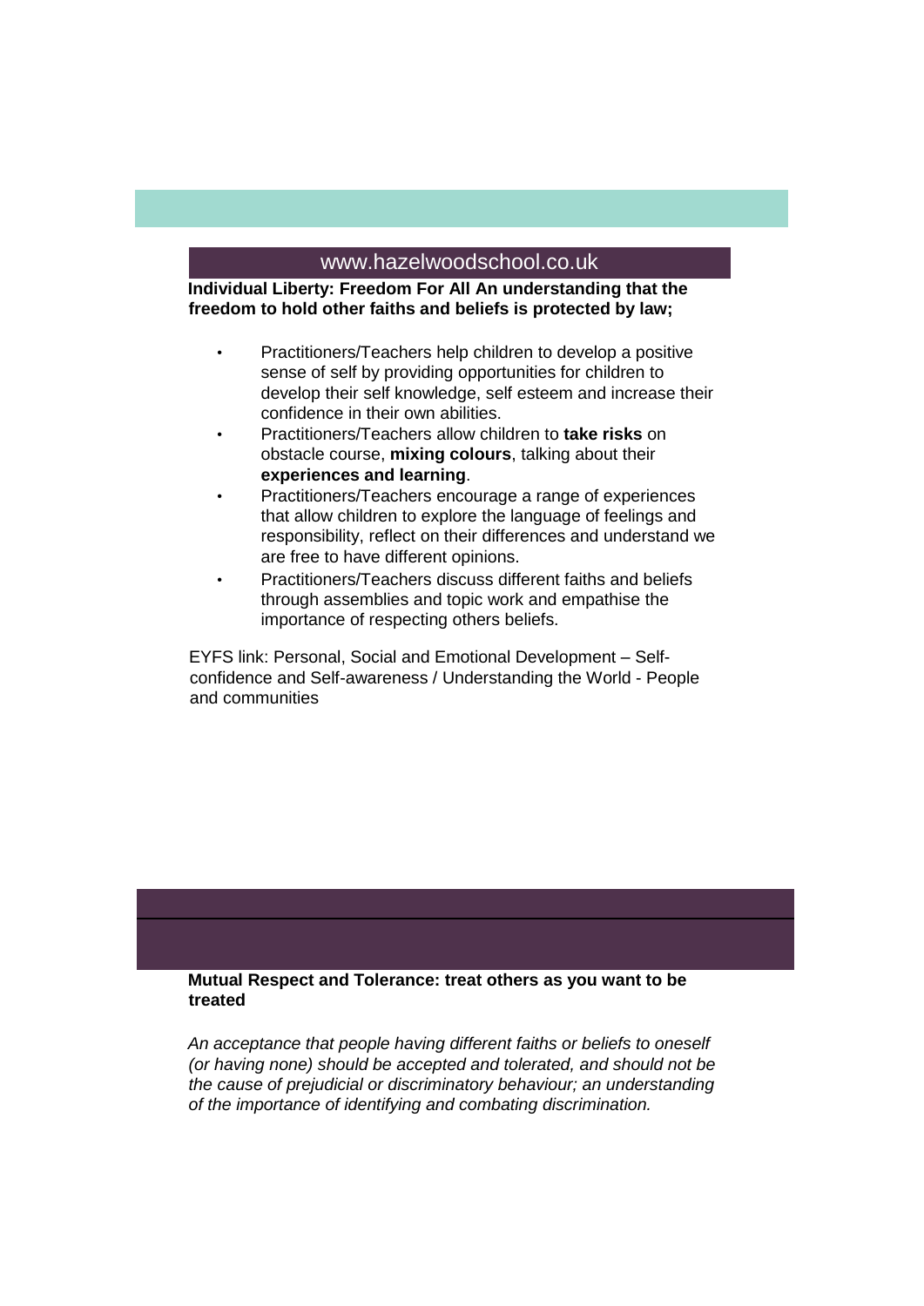www.hazelwoodschool.co.uk

**Individual Liberty: Freedom For All An understanding that the freedom to hold other faiths and beliefs is protected by law;**

- Practitioners/Teachers help children to develop a positive sense of self by providing opportunities for children to develop their self knowledge, self esteem and increase their confidence in their own abilities.
- Practitioners/Teachers allow children to **take risks** on obstacle course, **mixing colours**, talking about their **experiences and learning**.
- Practitioners/Teachers encourage a range of experiences that allow children to explore the language of feelings and responsibility, reflect on their differences and understand we are free to have different opinions.
- Practitioners/Teachers discuss different faiths and beliefs through assemblies and topic work and empathise the importance of respecting others beliefs.

EYFS link: Personal, Social and Emotional Development – Self-confidence and Self-awareness / Understanding the World - People and communities

**Mutual Respect and Tolerance: treat others as you want to be treated**

*An acceptance that people having different faiths or beliefs to oneself (or having none) should be accepted and tolerated, and should not be the cause of prejudicial or discriminatory behaviour; an understanding of the importance of identifying and combating discrimination.*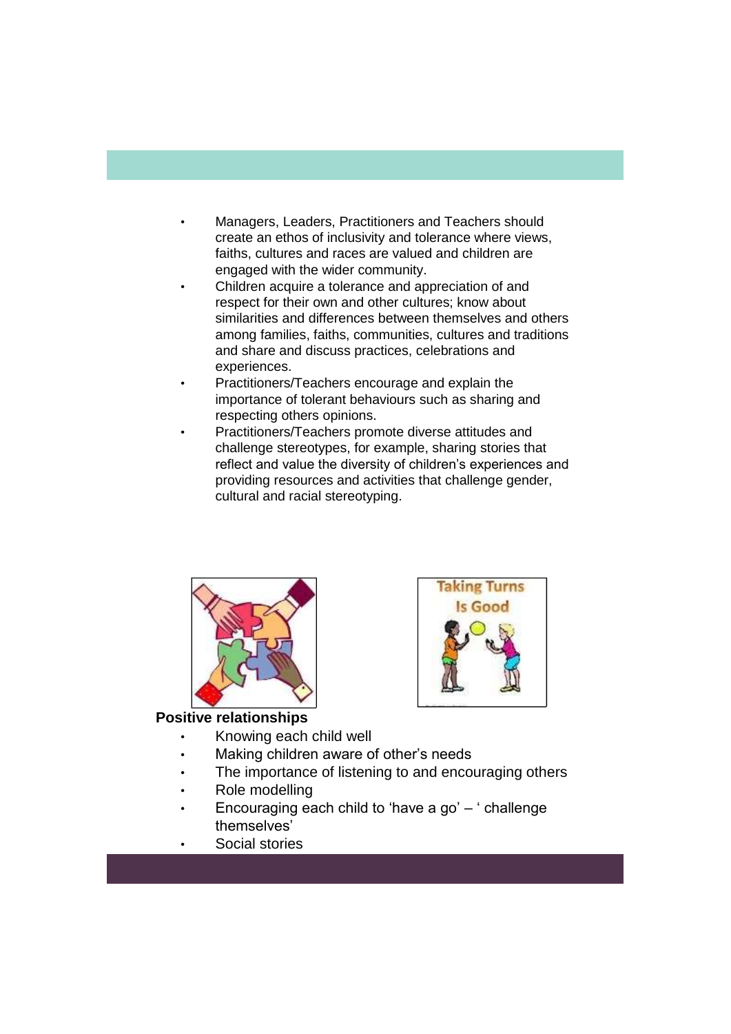- Managers, Leaders, Practitioners and Teachers should create an ethos of inclusivity and tolerance where views, faiths, cultures and races are valued and children are engaged with the wider community.
- Children acquire a tolerance and appreciation of and respect for their own and other cultures; know about similarities and differences between themselves and others among families, faiths, communities, cultures and traditions and share and discuss practices, celebrations and experiences.
- Practitioners/Teachers encourage and explain the importance of tolerant behaviours such as sharing and respecting others opinions.
- Practitioners/Teachers promote diverse attitudes and challenge stereotypes, for example, sharing stories that reflect and value the diversity of children's experiences and providing resources and activities that challenge gender, cultural and racial stereotyping.

**Positive relationships**

- Knowing each child well
- Making children aware of other's needs
- The importance of listening to and encouraging others
- Role modelling
- Encouraging each child to 'have a go' – ' challenge themselves'
- Social stories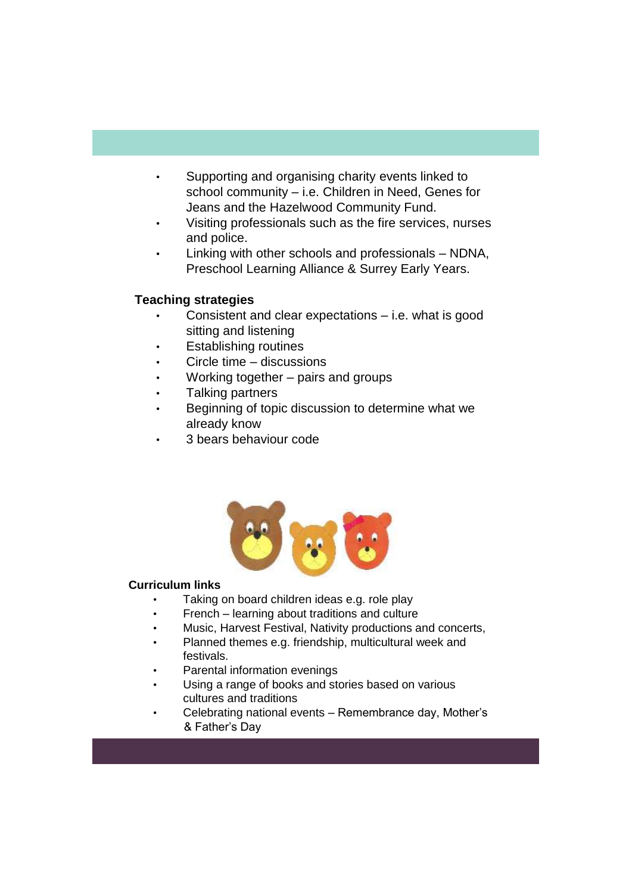- Supporting and organising charity events linked to school community – i.e. Children in Need, Genes for Jeans and the Hazelwood Community Fund.
- Visiting professionals such as the fire services, nurses and police.
- Linking with other schools and professionals – NDNA, Preschool Learning Alliance & Surrey Early Years.

**Teaching strategies**

- Consistent and clear expectations – i.e. what is good sitting and listening
- Establishing routines
- Circle time – discussions
- Working together – pairs and groups
- Talking partners
- Beginning of topic discussion to determine what we already know
- 3 bears behaviour code

**Curriculum links**

- Taking on board children ideas e.g. role play
- French – learning about traditions and culture
- Music, Harvest Festival, Nativity productions and concerts,
- Planned themes e.g. friendship, multicultural week and festivals.
- Parental information evenings
- Using a range of books and stories based on various cultures and traditions
- Celebrating national events – Remembrance day, Mother's & Father's Day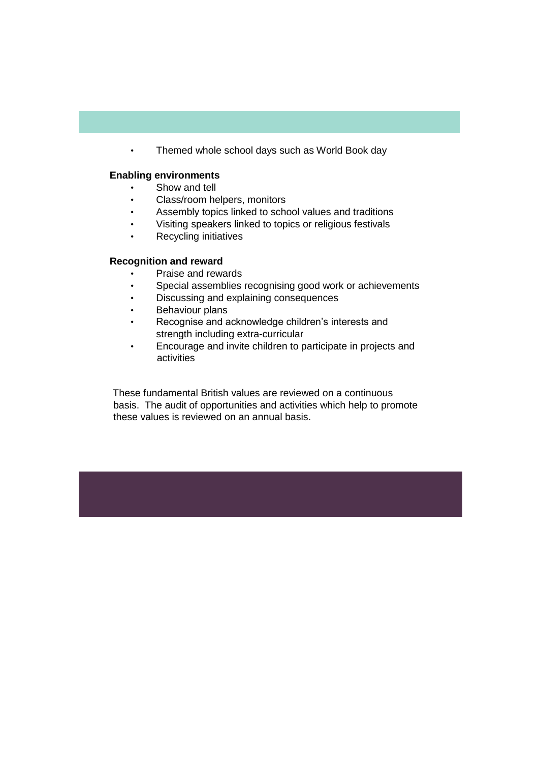- Themed whole school days such as World Book day

**Enabling environments**

- Show and tell
- Class/room helpers, monitors
- Assembly topics linked to school values and traditions
- Visiting speakers linked to topics or religious festivals
- Recycling initiatives

**Recognition and reward**

- Praise and rewards
- Special assemblies recognising good work or achievements
- Discussing and explaining consequences
- Behaviour plans
- Recognise and acknowledge children's interests and strength including extra-curricular
- Encourage and invite children to participate in projects and activities

These fundamental British values are reviewed on a continuous basis. The audit of opportunities and activities which help to promote these values is reviewed on an annual basis.